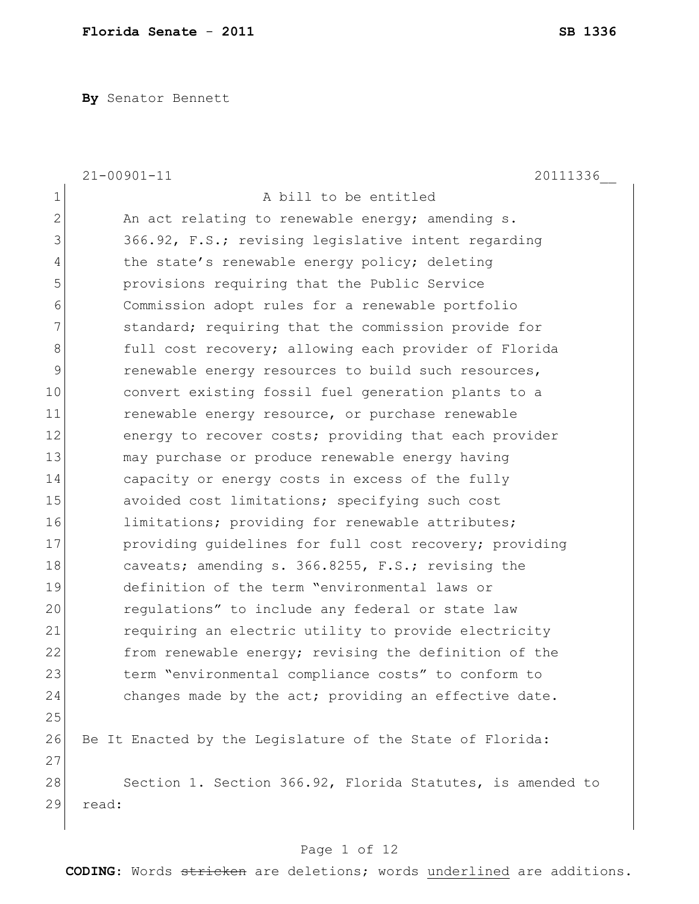**Florida Senate - 2011** **SB 1336**

**By** Senator Bennett

21-00901-11 20111336__

A bill to be entitled

An act relating to renewable energy; amending s. 366.92, F.S.; revising legislative intent regarding the state's renewable energy policy; deleting provisions requiring that the Public Service Commission adopt rules for a renewable portfolio standard; requiring that the commission provide for full cost recovery; allowing each provider of Florida renewable energy resources to build such resources, convert existing fossil fuel generation plants to a renewable energy resource, or purchase renewable energy to recover costs; providing that each provider may purchase or produce renewable energy having capacity or energy costs in excess of the fully avoided cost limitations; specifying such cost limitations; providing for renewable attributes; providing guidelines for full cost recovery; providing caveats; amending s. 366.8255, F.S.; revising the definition of the term "environmental laws or regulations" to include any federal or state law requiring an electric utility to provide electricity from renewable energy; revising the definition of the term "environmental compliance costs" to conform to changes made by the act; providing an effective date.

Be It Enacted by the Legislature of the State of Florida:

Section 1. Section 366.92, Florida Statutes, is amended to read:

**CODING:** Words ~~stricken~~ are deletions; words <u>underlined</u> are additions.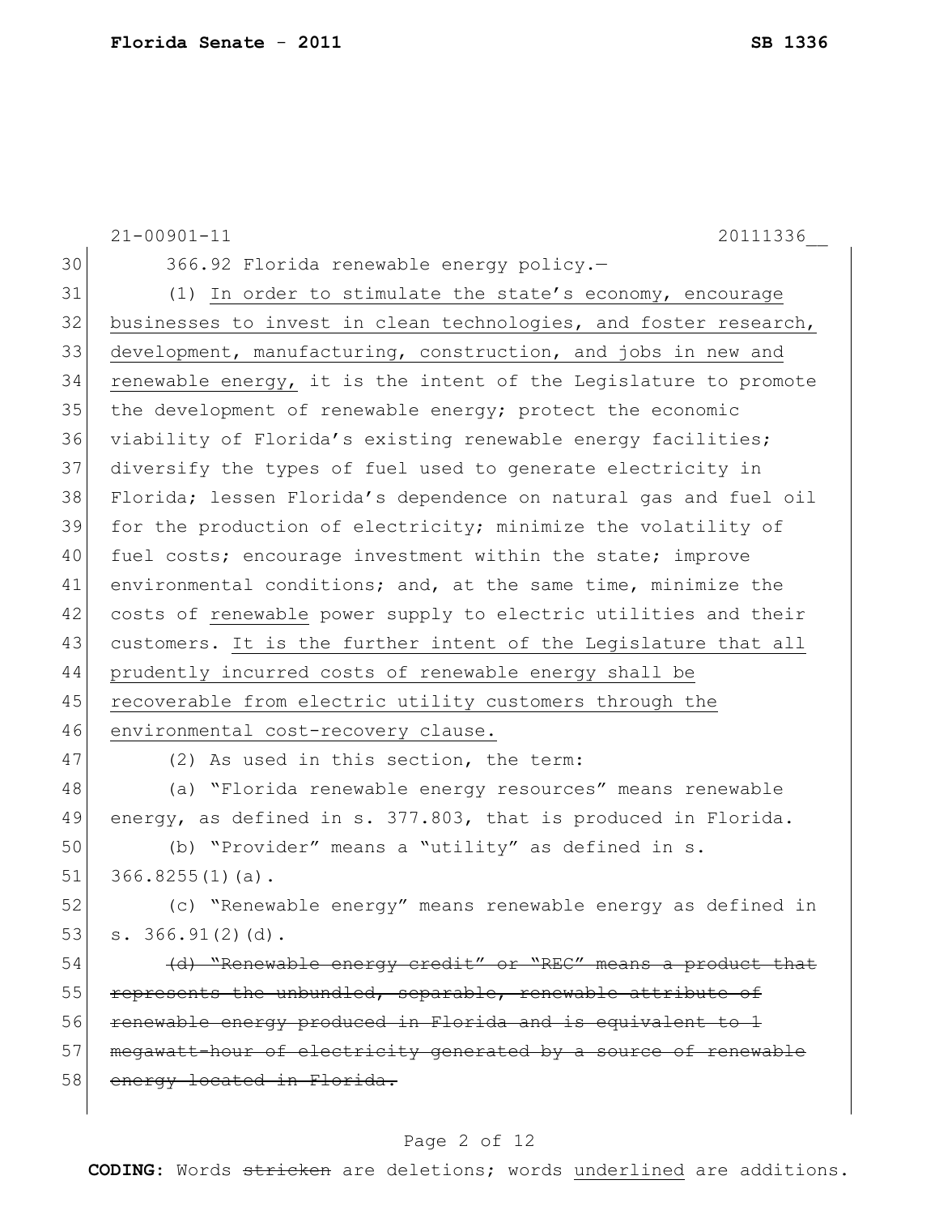366.92 Florida renewable energy policy.—

(1) <u>In order to stimulate the state's economy, encourage businesses to invest in clean technologies, and foster research, development, manufacturing, construction, and jobs in new and renewable energy,</u> it is the intent of the Legislature to promote the development of renewable energy; protect the economic viability of Florida's existing renewable energy facilities; diversify the types of fuel used to generate electricity in Florida; lessen Florida's dependence on natural gas and fuel oil for the production of electricity; minimize the volatility of fuel costs; encourage investment within the state; improve environmental conditions; and, at the same time, minimize the costs of <u>renewable</u> power supply to electric utilities and their customers. <u>It is the further intent of the Legislature that all prudently incurred costs of renewable energy shall be recoverable from electric utility customers through the environmental cost-recovery clause.</u>

(2) As used in this section, the term:

(a) "Florida renewable energy resources" means renewable energy, as defined in s. 377.803, that is produced in Florida.

(b) "Provider" means a "utility" as defined in s. 366.8255(1)(a).

(c) "Renewable energy" means renewable energy as defined in s. 366.91(2)(d).

~~(d) "Renewable energy credit" or "REC" means a product that represents the unbundled, separable, renewable attribute of renewable energy produced in Florida and is equivalent to 1 megawatt-hour of electricity generated by a source of renewable energy located in Florida.~~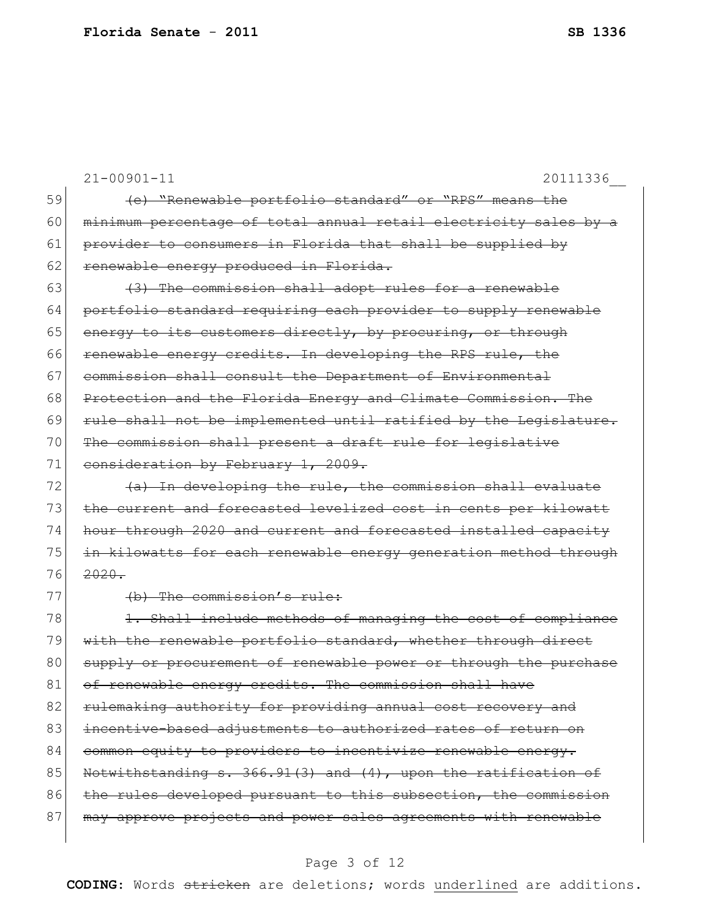21-00901-11 20111336__

59 ~~(e) "Renewable portfolio standard" or "RPS" means the~~
60 ~~minimum percentage of total annual retail electricity sales by a~~
61 ~~provider to consumers in Florida that shall be supplied by~~
62 ~~renewable energy produced in Florida.~~
63 ~~(3) The commission shall adopt rules for a renewable~~
64 ~~portfolio standard requiring each provider to supply renewable~~
65 ~~energy to its customers directly, by procuring, or through~~
66 ~~renewable energy credits. In developing the RPS rule, the~~
67 ~~commission shall consult the Department of Environmental~~
68 ~~Protection and the Florida Energy and Climate Commission. The~~
69 ~~rule shall not be implemented until ratified by the Legislature.~~
70 ~~The commission shall present a draft rule for legislative~~
71 ~~consideration by February 1, 2009.~~
72 ~~(a) In developing the rule, the commission shall evaluate~~
73 ~~the current and forecasted levelized cost in cents per kilowatt~~
74 ~~hour through 2020 and current and forecasted installed capacity~~
75 ~~in kilowatts for each renewable energy generation method through~~
76 ~~2020.~~
77 ~~(b) The commission's rule:~~
78 ~~1. Shall include methods of managing the cost of compliance~~
79 ~~with the renewable portfolio standard, whether through direct~~
80 ~~supply or procurement of renewable power or through the purchase~~
81 ~~of renewable energy credits. The commission shall have~~
82 ~~rulemaking authority for providing annual cost recovery and~~
83 ~~incentive-based adjustments to authorized rates of return on~~
84 ~~common equity to providers to incentivize renewable energy.~~
85 ~~Notwithstanding s. 366.91(3) and (4), upon the ratification of~~
86 ~~the rules developed pursuant to this subsection, the commission~~
87 ~~may approve projects and power sales agreements with renewable~~

**CODING:** Words ~~stricken~~ are deletions; words <u>underlined</u> are additions.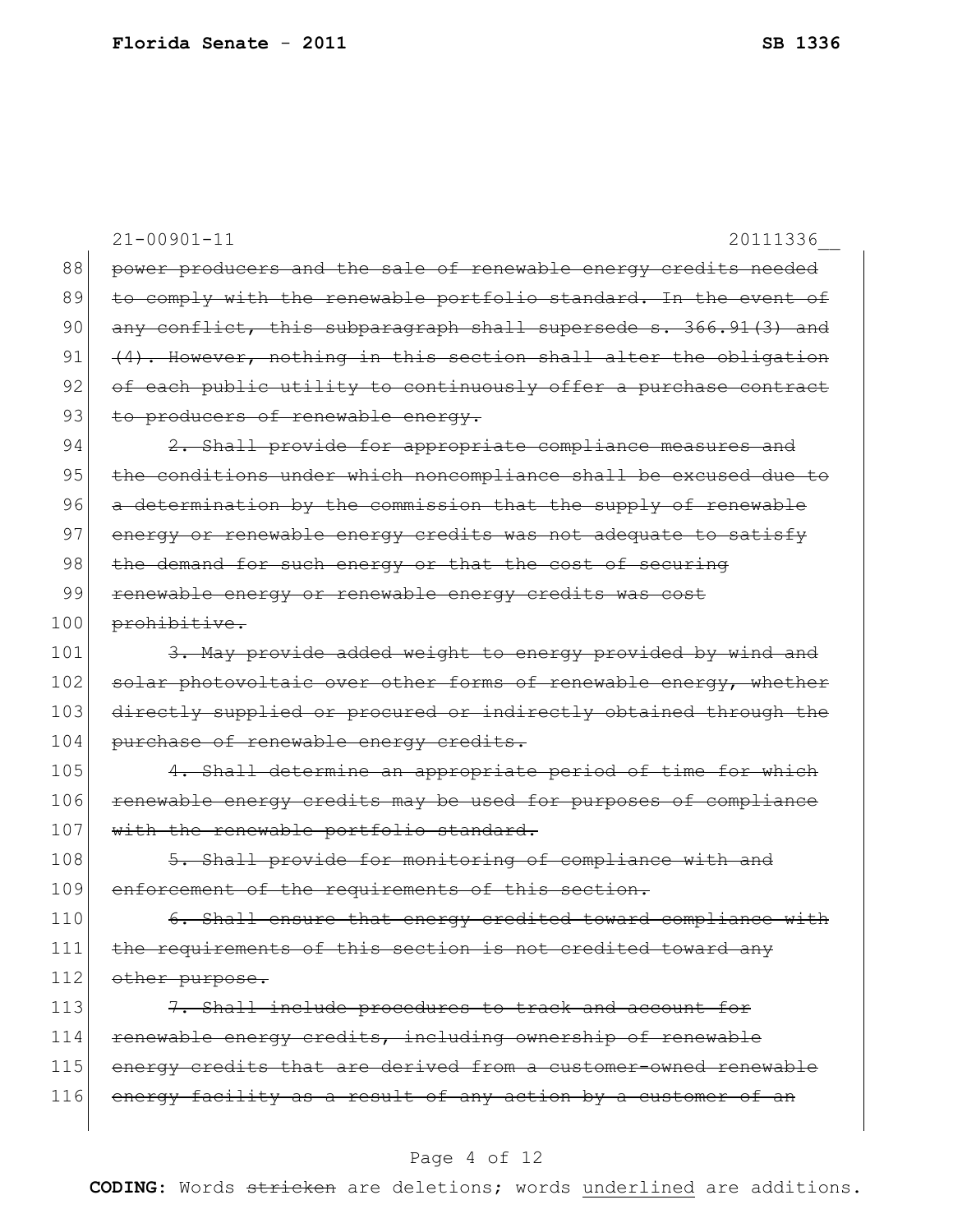21-00901-11 20111336__

88 ~~power producers and the sale of renewable energy credits needed~~
89 ~~to comply with the renewable portfolio standard. In the event of~~
90 ~~any conflict, this subparagraph shall supersede s. 366.91(3) and~~
91 ~~(4). However, nothing in this section shall alter the obligation~~
92 ~~of each public utility to continuously offer a purchase contract~~
93 ~~to producers of renewable energy.~~

94 ~~2. Shall provide for appropriate compliance measures and~~
95 ~~the conditions under which noncompliance shall be excused due to~~
96 ~~a determination by the commission that the supply of renewable~~
97 ~~energy or renewable energy credits was not adequate to satisfy~~
98 ~~the demand for such energy or that the cost of securing~~
99 ~~renewable energy or renewable energy credits was cost~~
100 ~~prohibitive.~~

101 ~~3. May provide added weight to energy provided by wind and~~
102 ~~solar photovoltaic over other forms of renewable energy, whether~~
103 ~~directly supplied or procured or indirectly obtained through the~~
104 ~~purchase of renewable energy credits.~~

105 ~~4. Shall determine an appropriate period of time for which~~
106 ~~renewable energy credits may be used for purposes of compliance~~
107 ~~with the renewable portfolio standard.~~

108 ~~5. Shall provide for monitoring of compliance with and~~
109 ~~enforcement of the requirements of this section.~~

110 ~~6. Shall ensure that energy credited toward compliance with~~
111 ~~the requirements of this section is not credited toward any~~
112 ~~other purpose.~~

113 ~~7. Shall include procedures to track and account for~~
114 ~~renewable energy credits, including ownership of renewable~~
115 ~~energy credits that are derived from a customer-owned renewable~~
116 ~~energy facility as a result of any action by a customer of an~~

**CODING:** Words ~~stricken~~ are deletions; words underlined are additions.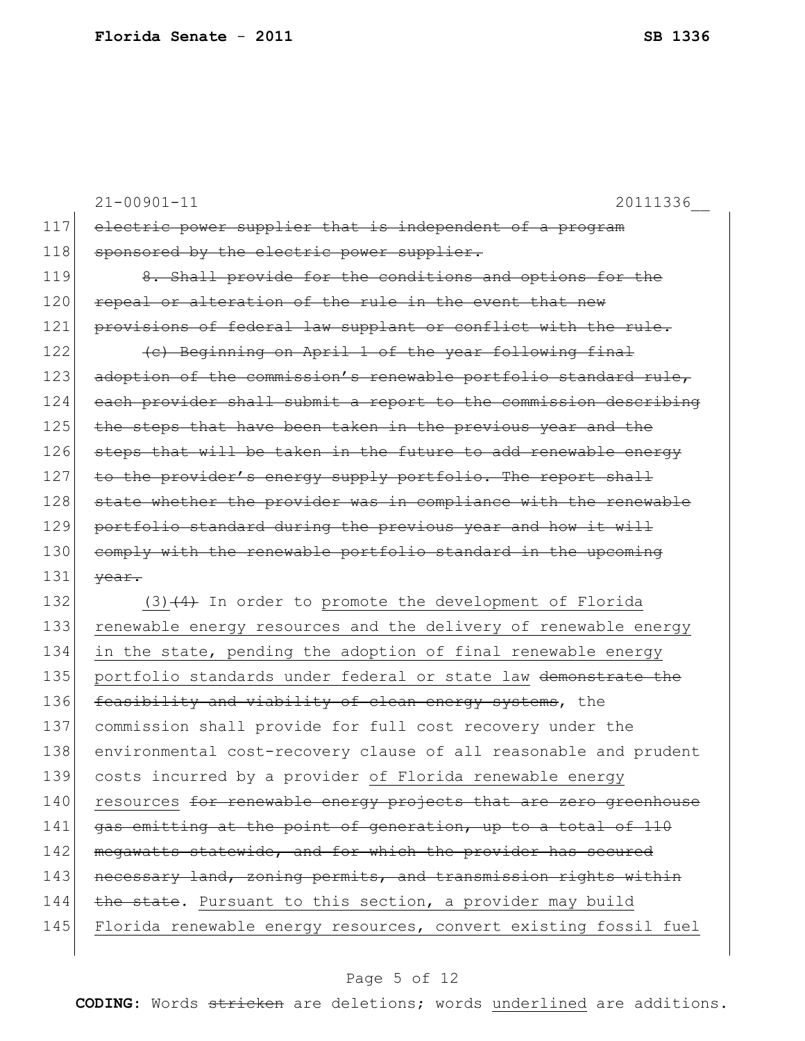21-00901-11 20111336__

117 ~~electric power supplier that is independent of a program~~
118 ~~sponsored by the electric power supplier.~~
119 ~~8. Shall provide for the conditions and options for the~~
120 ~~repeal or alteration of the rule in the event that new~~
121 ~~provisions of federal law supplant or conflict with the rule.~~
122 ~~(c) Beginning on April 1 of the year following final~~
123 ~~adoption of the commission's renewable portfolio standard rule,~~
124 ~~each provider shall submit a report to the commission describing~~
125 ~~the steps that have been taken in the previous year and the~~
126 ~~steps that will be taken in the future to add renewable energy~~
127 ~~to the provider's energy supply portfolio. The report shall~~
128 ~~state whether the provider was in compliance with the renewable~~
129 ~~portfolio standard during the previous year and how it will~~
130 ~~comply with the renewable portfolio standard in the upcoming~~
131 ~~year.~~
132 <u>(3)</u>~~(4)~~ In order to <u>promote the development of Florida</u>
133 <u>renewable energy resources and the delivery of renewable energy</u>
134 <u>in the state, pending the adoption of final renewable energy</u>
135 <u>portfolio standards under federal or state law</u> ~~demonstrate the~~
136 ~~feasibility and viability of clean energy systems~~, the
137 commission shall provide for full cost recovery under the
138 environmental cost-recovery clause of all reasonable and prudent
139 costs incurred by a provider <u>of Florida renewable energy</u>
140 <u>resources</u> ~~for renewable energy projects that are zero greenhouse~~
141 ~~gas emitting at the point of generation, up to a total of 110~~
142 ~~megawatts statewide, and for which the provider has secured~~
143 ~~necessary land, zoning permits, and transmission rights within~~
144 ~~the state~~. <u>Pursuant to this section, a provider may build</u>
145 <u>Florida renewable energy resources, convert existing fossil fuel</u>

**CODING:** Words ~~stricken~~ are deletions; words <u>underlined</u> are additions.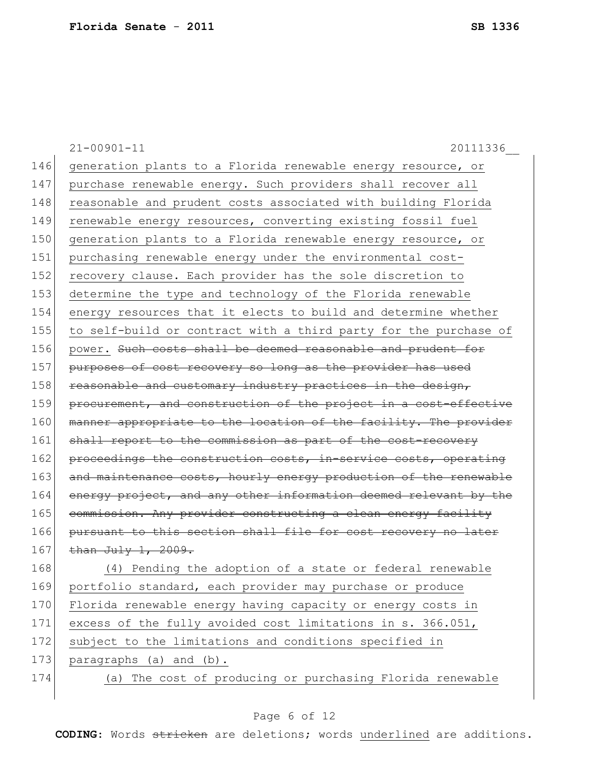21-00901-11 20111336__

146 generation plants to a Florida renewable energy resource, or
147 purchase renewable energy. Such providers shall recover all
148 reasonable and prudent costs associated with building Florida
149 renewable energy resources, converting existing fossil fuel
150 generation plants to a Florida renewable energy resource, or
151 purchasing renewable energy under the environmental cost-
152 recovery clause. Each provider has the sole discretion to
153 determine the type and technology of the Florida renewable
154 energy resources that it elects to build and determine whether
155 to self-build or contract with a third party for the purchase of
156 power. ~~Such costs shall be deemed reasonable and prudent for~~
157 ~~purposes of cost recovery so long as the provider has used~~
158 ~~reasonable and customary industry practices in the design,~~
159 ~~procurement, and construction of the project in a cost-effective~~
160 ~~manner appropriate to the location of the facility. The provider~~
161 ~~shall report to the commission as part of the cost-recovery~~
162 ~~proceedings the construction costs, in-service costs, operating~~
163 ~~and maintenance costs, hourly energy production of the renewable~~
164 ~~energy project, and any other information deemed relevant by the~~
165 ~~commission. Any provider constructing a clean energy facility~~
166 ~~pursuant to this section shall file for cost recovery no later~~
167 ~~than July 1, 2009.~~

168 (4) Pending the adoption of a state or federal renewable
169 portfolio standard, each provider may purchase or produce
170 Florida renewable energy having capacity or energy costs in
171 excess of the fully avoided cost limitations in s. 366.051,
172 subject to the limitations and conditions specified in
173 paragraphs (a) and (b).

174 (a) The cost of producing or purchasing Florida renewable

**CODING:** Words ~~stricken~~ are deletions; words underlined are additions.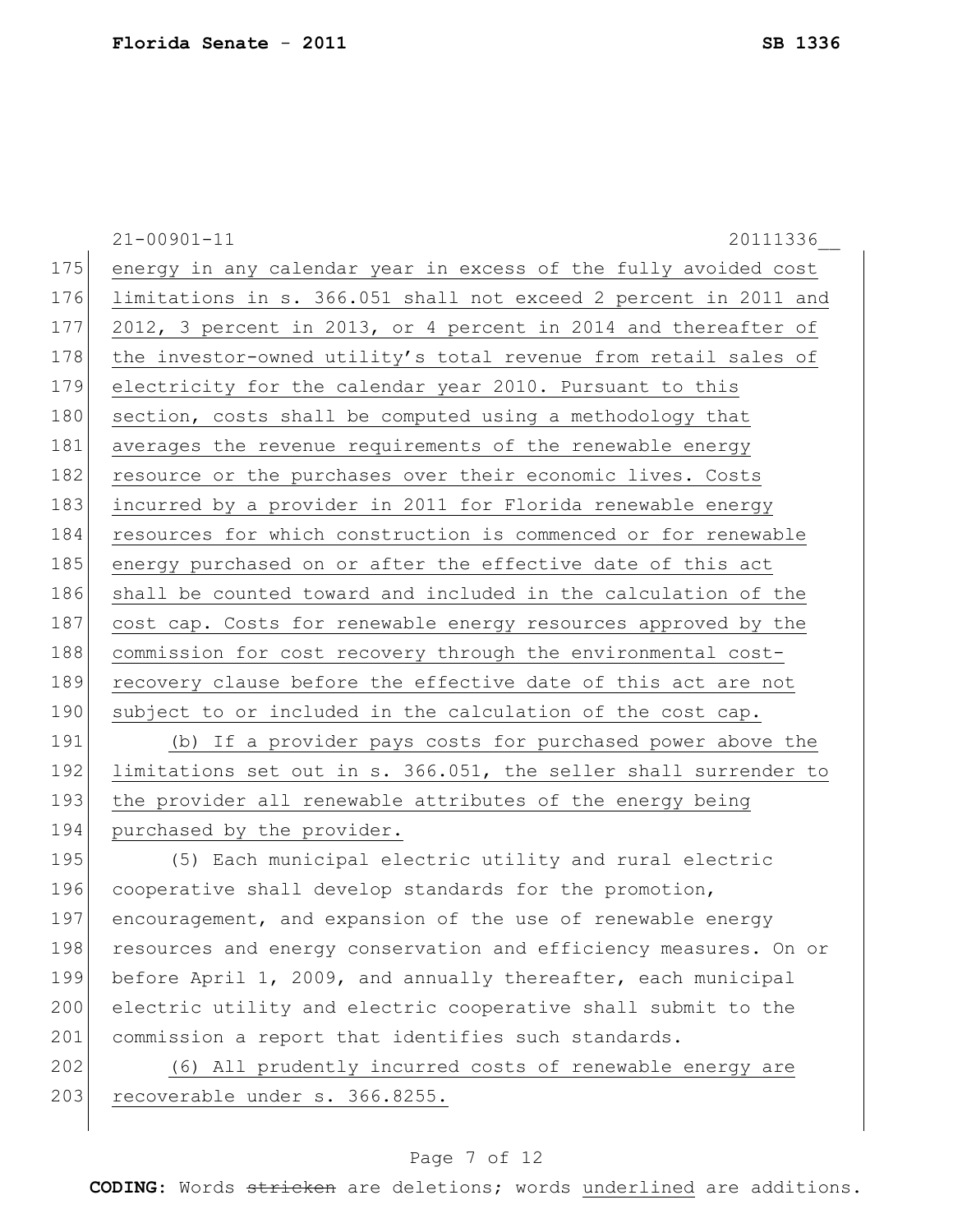energy in any calendar year in excess of the fully avoided cost limitations in s. 366.051 shall not exceed 2 percent in 2011 and 2012, 3 percent in 2013, or 4 percent in 2014 and thereafter of the investor-owned utility's total revenue from retail sales of electricity for the calendar year 2010. Pursuant to this section, costs shall be computed using a methodology that averages the revenue requirements of the renewable energy resource or the purchases over their economic lives. Costs incurred by a provider in 2011 for Florida renewable energy resources for which construction is commenced or for renewable energy purchased on or after the effective date of this act shall be counted toward and included in the calculation of the cost cap. Costs for renewable energy resources approved by the commission for cost recovery through the environmental cost-recovery clause before the effective date of this act are not subject to or included in the calculation of the cost cap.

(b) If a provider pays costs for purchased power above the limitations set out in s. 366.051, the seller shall surrender to the provider all renewable attributes of the energy being purchased by the provider.

(5) Each municipal electric utility and rural electric cooperative shall develop standards for the promotion, encouragement, and expansion of the use of renewable energy resources and energy conservation and efficiency measures. On or before April 1, 2009, and annually thereafter, each municipal electric utility and electric cooperative shall submit to the commission a report that identifies such standards.

(6) All prudently incurred costs of renewable energy are recoverable under s. 366.8255.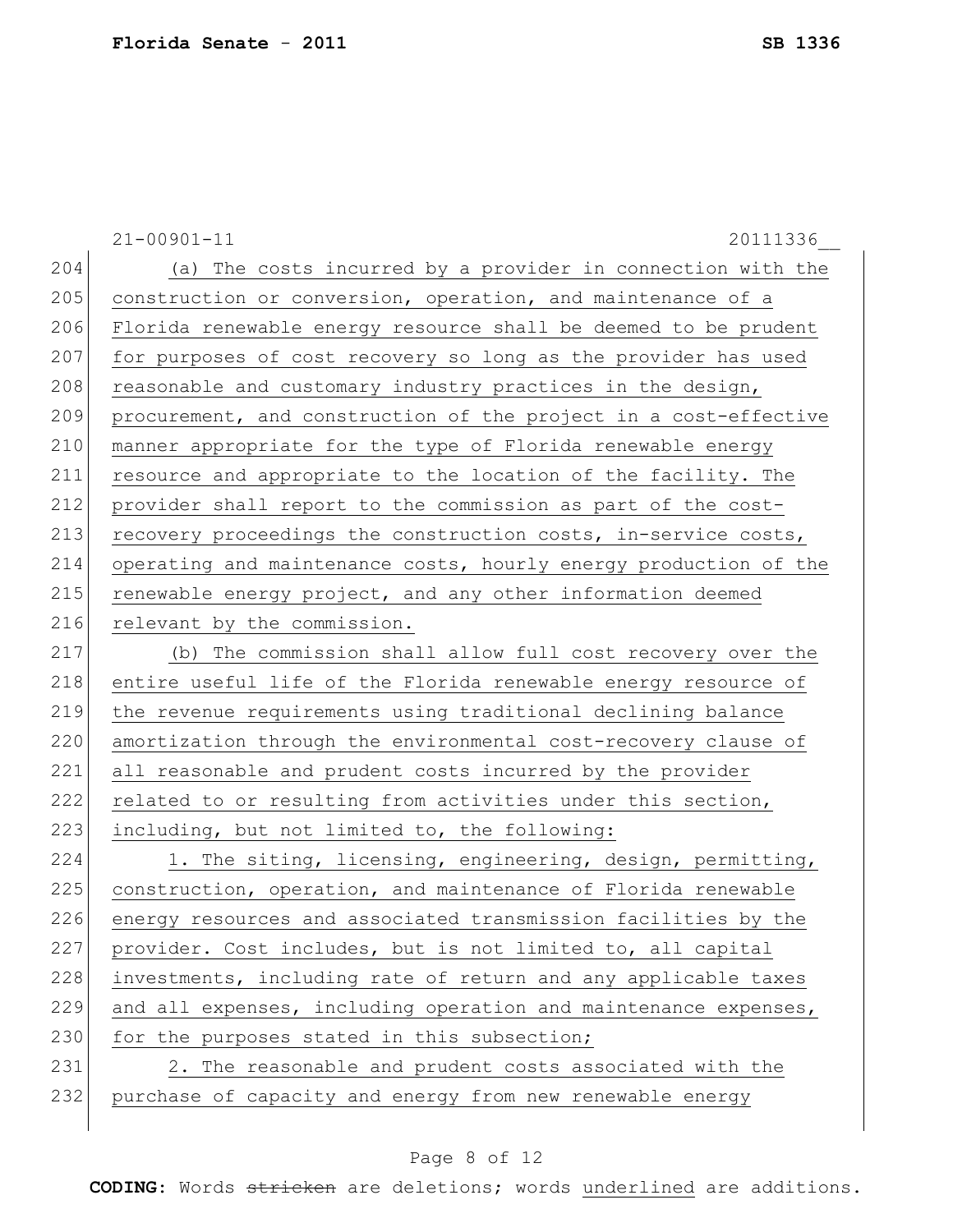(a) The costs incurred by a provider in connection with the construction or conversion, operation, and maintenance of a Florida renewable energy resource shall be deemed to be prudent for purposes of cost recovery so long as the provider has used reasonable and customary industry practices in the design, procurement, and construction of the project in a cost-effective manner appropriate for the type of Florida renewable energy resource and appropriate to the location of the facility. The provider shall report to the commission as part of the cost-recovery proceedings the construction costs, in-service costs, operating and maintenance costs, hourly energy production of the renewable energy project, and any other information deemed relevant by the commission.

(b) The commission shall allow full cost recovery over the entire useful life of the Florida renewable energy resource of the revenue requirements using traditional declining balance amortization through the environmental cost-recovery clause of all reasonable and prudent costs incurred by the provider related to or resulting from activities under this section, including, but not limited to, the following:

1. The siting, licensing, engineering, design, permitting, construction, operation, and maintenance of Florida renewable energy resources and associated transmission facilities by the provider. Cost includes, but is not limited to, all capital investments, including rate of return and any applicable taxes and all expenses, including operation and maintenance expenses, for the purposes stated in this subsection;

2. The reasonable and prudent costs associated with the purchase of capacity and energy from new renewable energy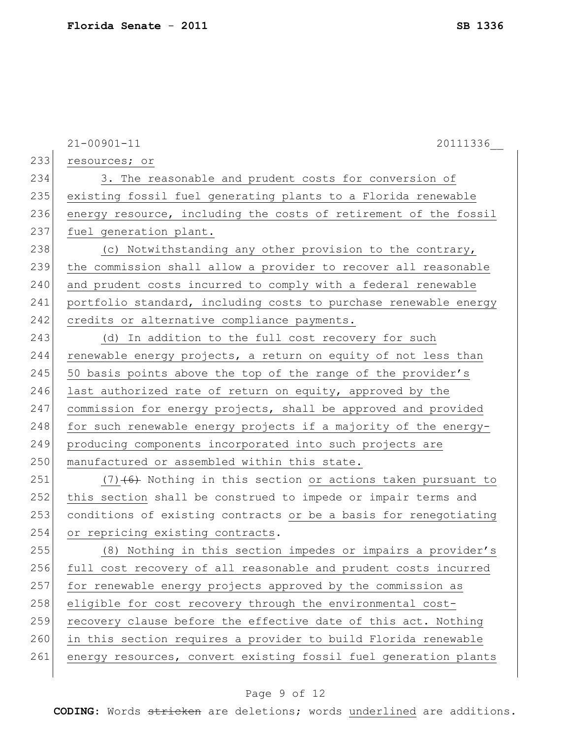resources; or

3. The reasonable and prudent costs for conversion of existing fossil fuel generating plants to a Florida renewable energy resource, including the costs of retirement of the fossil fuel generation plant.

(c) Notwithstanding any other provision to the contrary, the commission shall allow a provider to recover all reasonable and prudent costs incurred to comply with a federal renewable portfolio standard, including costs to purchase renewable energy credits or alternative compliance payments.

(d) In addition to the full cost recovery for such renewable energy projects, a return on equity of not less than 50 basis points above the top of the range of the provider's last authorized rate of return on equity, approved by the commission for energy projects, shall be approved and provided for such renewable energy projects if a majority of the energy-producing components incorporated into such projects are manufactured or assembled within this state.

(7) ~~(6)~~ Nothing in this section or actions taken pursuant to this section shall be construed to impede or impair terms and conditions of existing contracts or be a basis for renegotiating or repricing existing contracts.

(8) Nothing in this section impedes or impairs a provider's full cost recovery of all reasonable and prudent costs incurred for renewable energy projects approved by the commission as eligible for cost recovery through the environmental cost-recovery clause before the effective date of this act. Nothing in this section requires a provider to build Florida renewable energy resources, convert existing fossil fuel generation plants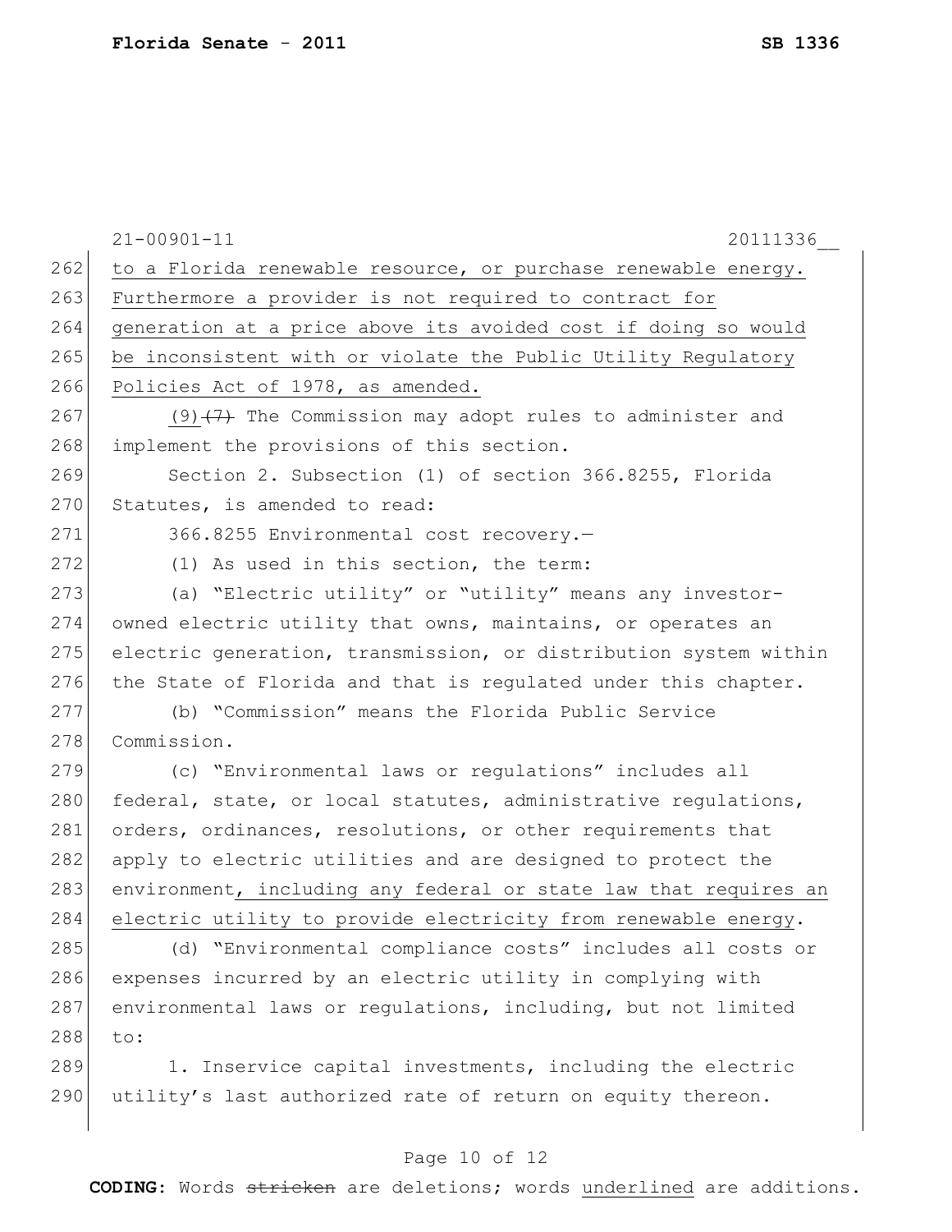21-00901-11 20111336__

to a Florida renewable resource, or purchase renewable energy. Furthermore a provider is not required to contract for generation at a price above its avoided cost if doing so would be inconsistent with or violate the Public Utility Regulatory Policies Act of 1978, as amended.

(9) ~~(7)~~ The Commission may adopt rules to administer and implement the provisions of this section.

Section 2. Subsection (1) of section 366.8255, Florida Statutes, is amended to read:

366.8255 Environmental cost recovery.—

(1) As used in this section, the term:

(a) "Electric utility" or "utility" means any investor-owned electric utility that owns, maintains, or operates an electric generation, transmission, or distribution system within the State of Florida and that is regulated under this chapter.

(b) "Commission" means the Florida Public Service Commission.

(c) "Environmental laws or regulations" includes all federal, state, or local statutes, administrative regulations, orders, ordinances, resolutions, or other requirements that apply to electric utilities and are designed to protect the environment, including any federal or state law that requires an electric utility to provide electricity from renewable energy.

(d) "Environmental compliance costs" includes all costs or expenses incurred by an electric utility in complying with environmental laws or regulations, including, but not limited to:

1. Inservice capital investments, including the electric utility's last authorized rate of return on equity thereon.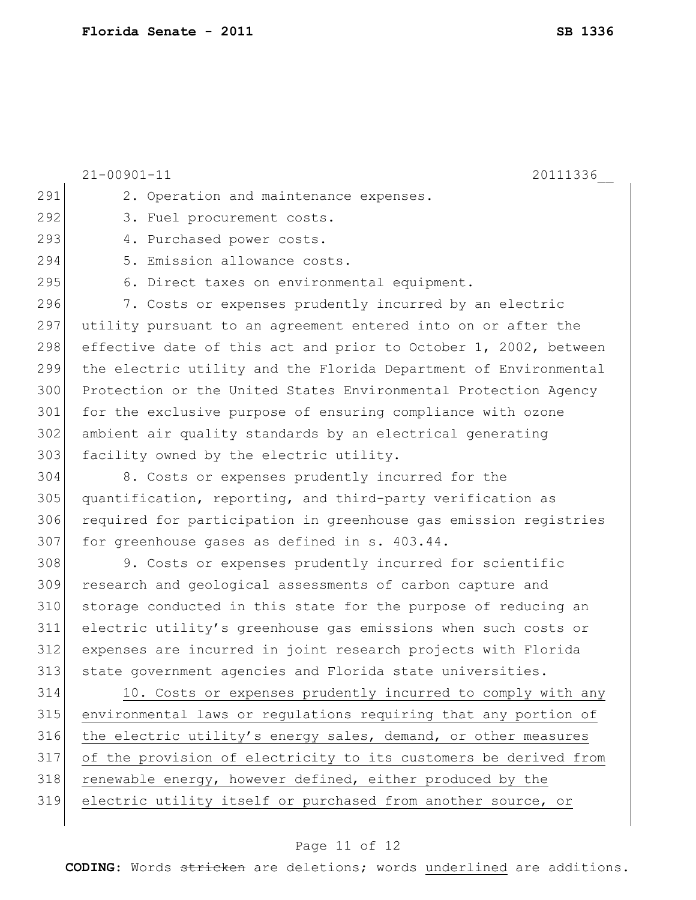2. Operation and maintenance expenses.

3. Fuel procurement costs.

4. Purchased power costs.

5. Emission allowance costs.

6. Direct taxes on environmental equipment.

7. Costs or expenses prudently incurred by an electric utility pursuant to an agreement entered into on or after the effective date of this act and prior to October 1, 2002, between the electric utility and the Florida Department of Environmental Protection or the United States Environmental Protection Agency for the exclusive purpose of ensuring compliance with ozone ambient air quality standards by an electrical generating facility owned by the electric utility.

8. Costs or expenses prudently incurred for the quantification, reporting, and third-party verification as required for participation in greenhouse gas emission registries for greenhouse gases as defined in s. 403.44.

9. Costs or expenses prudently incurred for scientific research and geological assessments of carbon capture and storage conducted in this state for the purpose of reducing an electric utility's greenhouse gas emissions when such costs or expenses are incurred in joint research projects with Florida state government agencies and Florida state universities.

10. Costs or expenses prudently incurred to comply with any environmental laws or regulations requiring that any portion of the electric utility's energy sales, demand, or other measures of the provision of electricity to its customers be derived from renewable energy, however defined, either produced by the electric utility itself or purchased from another source, or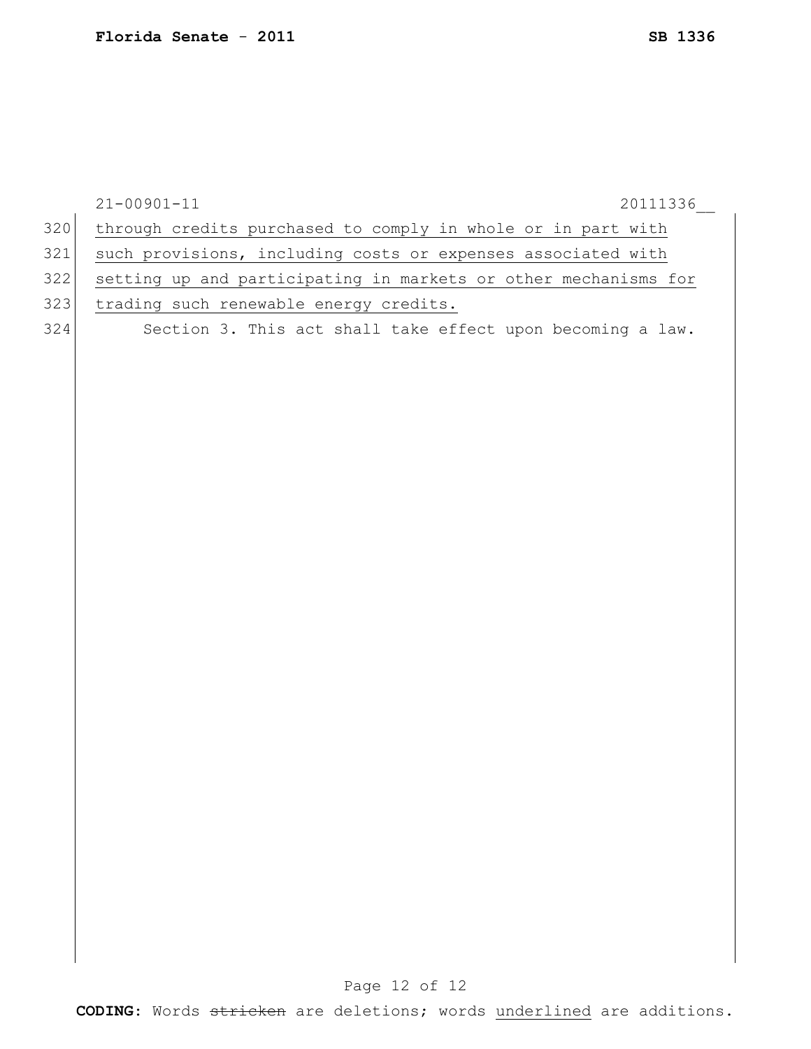through credits purchased to comply in whole or in part with such provisions, including costs or expenses associated with setting up and participating in markets or other mechanisms for trading such renewable energy credits.

Section 3. This act shall take effect upon becoming a law.